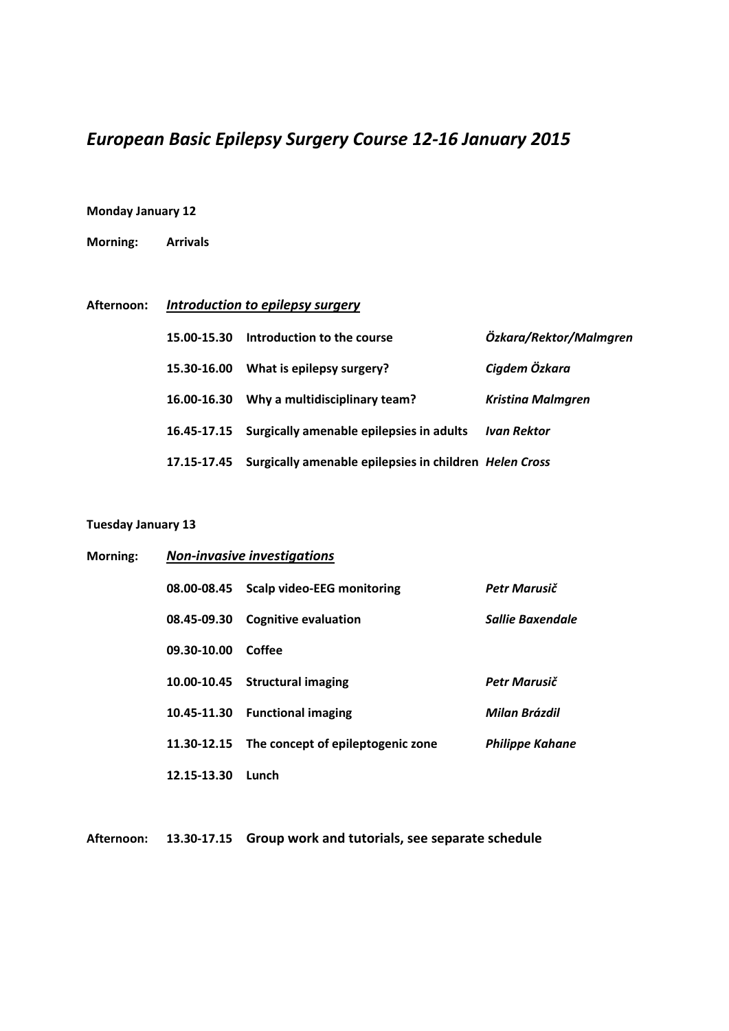# *European Basic Epilepsy Surgery Course 12-16 January 2015*

**Monday January 12**

**Morning:** **Arrivals**

**Afternoon:** ***Introduction to epilepsy surgery***

| | | |
|---|---|---|
| **15.00-15.30** | **Introduction to the course** | ***Özkara/Rektor/Malmgren*** |
| **15.30-16.00** | **What is epilepsy surgery?** | ***Cigdem Özkara*** |
| **16.00-16.30** | **Why a multidisciplinary team?** | ***Kristina Malmgren*** |
| **16.45-17.15** | **Surgically amenable epilepsies in adults** | ***Ivan Rektor*** |
| **17.15-17.45** | **Surgically amenable epilepsies in children** | ***Helen Cross*** |

**Tuesday January 13**

**Morning:** ***Non-invasive investigations***

| | | |
|---|---|---|
| **08.00-08.45** | **Scalp video-EEG monitoring** | ***Petr Marusič*** |
| **08.45-09.30** | **Cognitive evaluation** | ***Sallie Baxendale*** |
| **09.30-10.00** | **Coffee** | |
| **10.00-10.45** | **Structural imaging** | ***Petr Marusič*** |
| **10.45-11.30** | **Functional imaging** | ***Milan Brázdil*** |
| **11.30-12.15** | **The concept of epileptogenic zone** | ***Philippe Kahane*** |
| **12.15-13.30** | **Lunch** | |

**Afternoon:** **13.30-17.15** **Group work and tutorials, see separate schedule**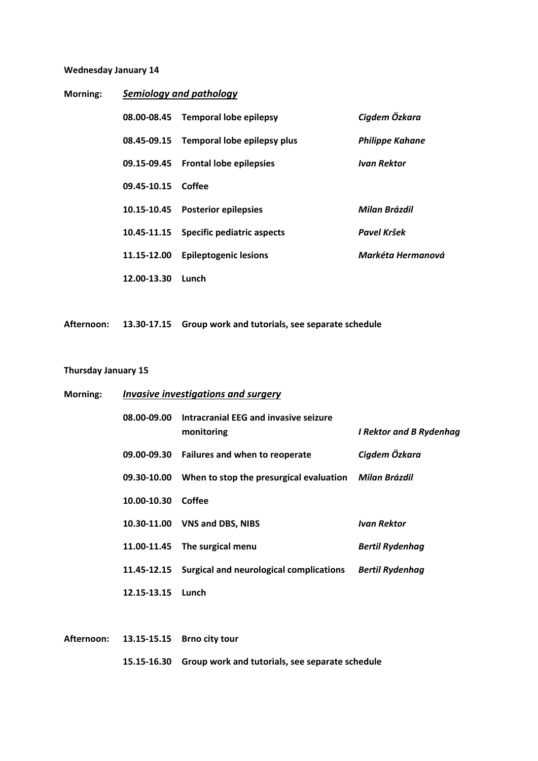**Wednesday January 14**

**Morning:** ***Semiology and pathology***

| | | |
|---|---|---|
| **08.00-08.45** | **Temporal lobe epilepsy** | ***Cigdem Özkara*** |
| **08.45-09.15** | **Temporal lobe epilepsy plus** | ***Philippe Kahane*** |
| **09.15-09.45** | **Frontal lobe epilepsies** | ***Ivan Rektor*** |
| **09.45-10.15** | **Coffee** | |
| **10.15-10.45** | **Posterior epilepsies** | ***Milan Brázdil*** |
| **10.45-11.15** | **Specific pediatric aspects** | ***Pavel Kršek*** |
| **11.15-12.00** | **Epileptogenic lesions** | ***Markéta Hermanová*** |
| **12.00-13.30** | **Lunch** | |

**Afternoon:** **13.30-17.15** **Group work and tutorials, see separate schedule**

**Thursday January 15**

**Morning:** ***Invasive investigations and surgery***

| | | |
|---|---|---|
| **08.00-09.00** | **Intracranial EEG and invasive seizure monitoring** | ***I Rektor and B Rydenhag*** |
| **09.00-09.30** | **Failures and when to reoperate** | ***Cigdem Özkara*** |
| **09.30-10.00** | **When to stop the presurgical evaluation** | ***Milan Brázdil*** |
| **10.00-10.30** | **Coffee** | |
| **10.30-11.00** | **VNS and DBS, NIBS** | ***Ivan Rektor*** |
| **11.00-11.45** | **The surgical menu** | ***Bertil Rydenhag*** |
| **11.45-12.15** | **Surgical and neurological complications** | ***Bertil Rydenhag*** |
| **12.15-13.15** | **Lunch** | |

**Afternoon:** **13.15-15.15** **Brno city tour**

**15.15-16.30** **Group work and tutorials, see separate schedule**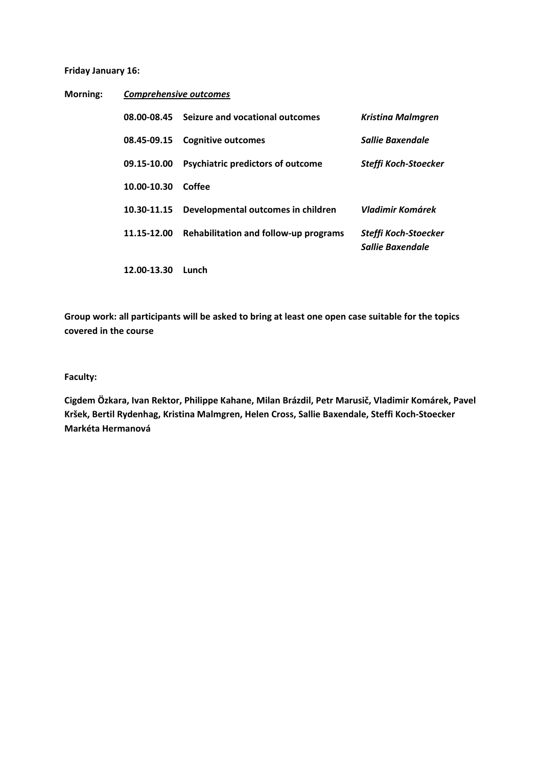**Friday January 16:**

**Morning:** ***Comprehensive outcomes***

| | | |
|---|---|---|
| **08.00-08.45** | **Seizure and vocational outcomes** | ***Kristina Malmgren*** |
| **08.45-09.15** | **Cognitive outcomes** | ***Sallie Baxendale*** |
| **09.15-10.00** | **Psychiatric predictors of outcome** | ***Steffi Koch-Stoecker*** |
| **10.00-10.30** | **Coffee** | |
| **10.30-11.15** | **Developmental outcomes in children** | ***Vladimir Komárek*** |
| **11.15-12.00** | **Rehabilitation and follow-up programs** | ***Steffi Koch-Stoecker*** ***Sallie Baxendale*** |
| **12.00-13.30** | **Lunch** | |

**Group work: all participants will be asked to bring at least one open case suitable for the topics covered in the course**

**Faculty:**

**Cigdem Özkara, Ivan Rektor, Philippe Kahane, Milan Brázdil, Petr Marusič, Vladimir Komárek, Pavel Kršek, Bertil Rydenhag, Kristina Malmgren, Helen Cross, Sallie Baxendale, Steffi Koch-Stoecker Markéta Hermanová**